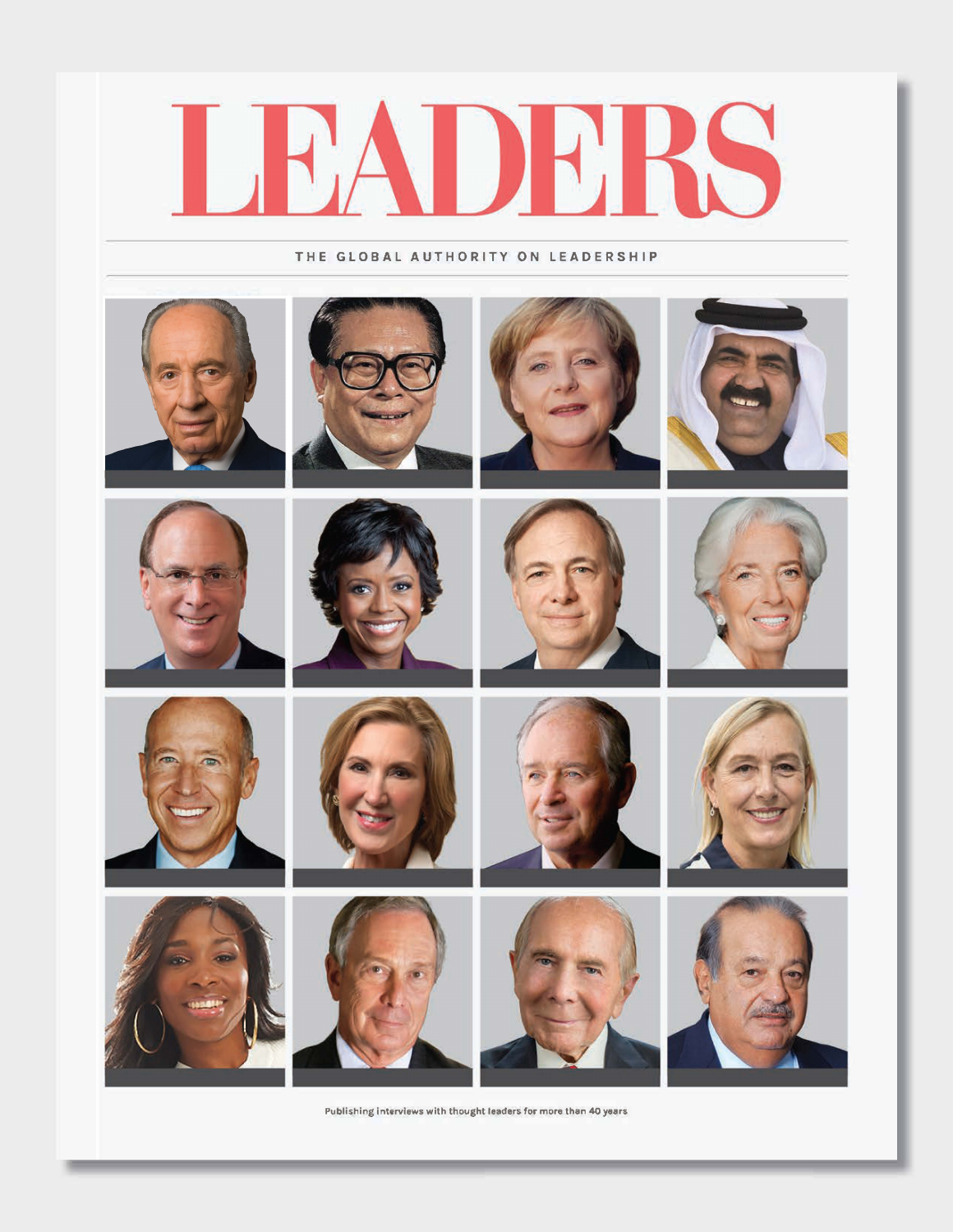# LEADERS

THE GLOBAL AUTHORITY ON LEADERSHIP

Publishing interviews with thought leaders for more than 40 years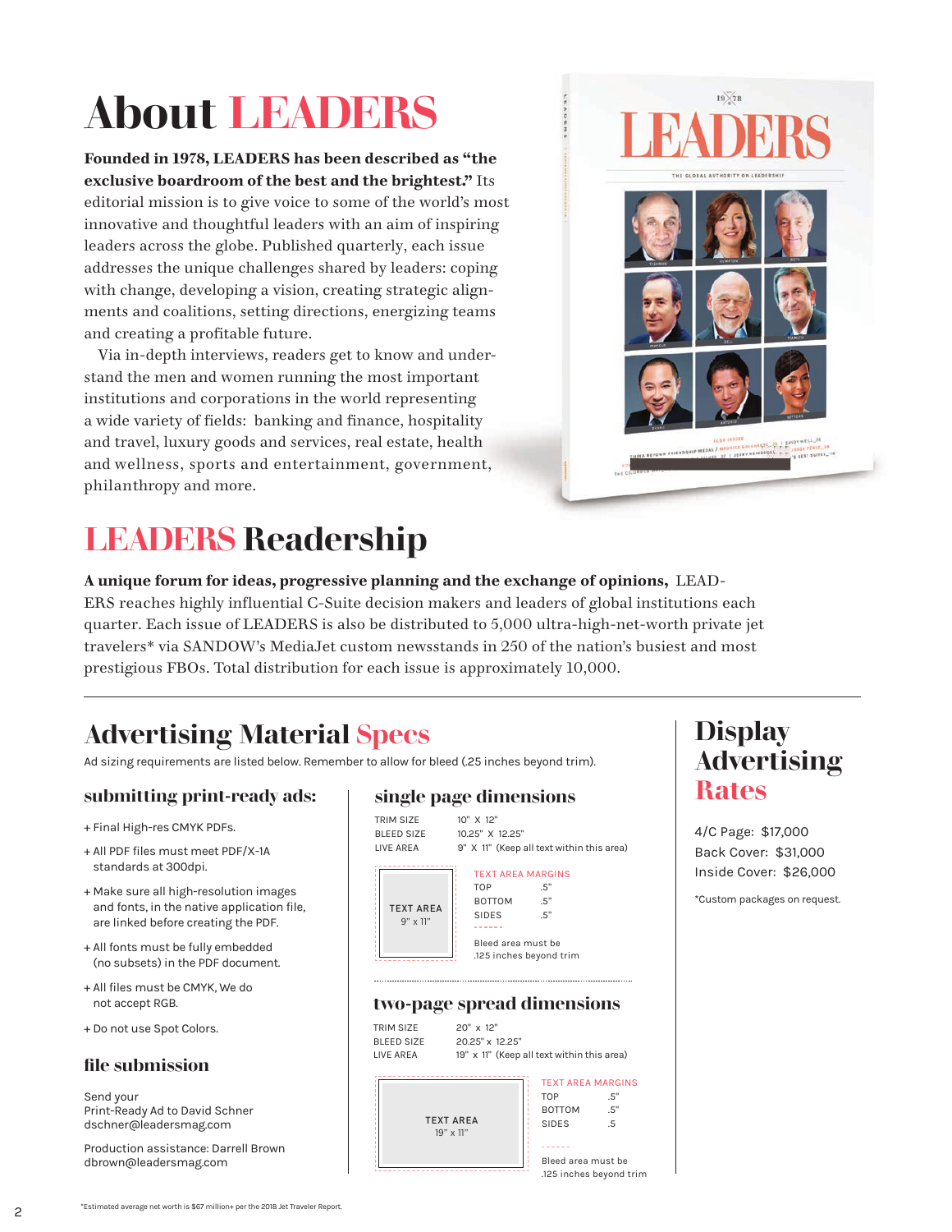# About LEADERS

**Founded in 1978, LEADERS has been described as "the exclusive boardroom of the best and the brightest."** Its editorial mission is to give voice to some of the world's most innovative and thoughtful leaders with an aim of inspiring leaders across the globe. Published quarterly, each issue addresses the unique challenges shared by leaders: coping with change, developing a vision, creating strategic alignments and coalitions, setting directions, energizing teams and creating a profitable future.

Via in-depth interviews, readers get to know and understand the men and women running the most important institutions and corporations in the world representing a wide variety of fields: banking and finance, hospitality and travel, luxury goods and services, real estate, health and wellness, sports and entertainment, government, philanthropy and more.

# LEADERS Readership

**A unique forum for ideas, progressive planning and the exchange of opinions,** LEADERS reaches highly influential C-Suite decision makers and leaders of global institutions each quarter. Each issue of LEADERS is also be distributed to 5,000 ultra-high-net-worth private jet travelers* via SANDOW's MediaJet custom newsstands in 250 of the nation's busiest and most prestigious FBOs. Total distribution for each issue is approximately 10,000.

## Advertising Material Specs

Ad sizing requirements are listed below. Remember to allow for bleed (.25 inches beyond trim).

### submitting print-ready ads:

+ Final High-res CMYK PDFs.
+ All PDF files must meet PDF/X-1A standards at 300dpi.
+ Make sure all high-resolution images and fonts, in the native application file, are linked before creating the PDF.
+ All fonts must be fully embedded (no subsets) in the PDF document.
+ All files must be CMYK, We do not accept RGB.
+ Do not use Spot Colors.

### file submission

Send your Print-Ready Ad to David Schner
dschner@leadersmag.com

Production assistance: Darrell Brown
dbrown@leadersmag.com

### single page dimensions

TRIM SIZE 10" X 12"
BLEED SIZE 10.25" X 12.25"
LIVE AREA 9" X 11" (Keep all text within this area)

TEXT AREA
9" x 11"

TEXT AREA MARGINS
TOP .5"
BOTTOM .5"
SIDES .5"

Bleed area must be .125 inches beyond trim

### two-page spread dimensions

TRIM SIZE 20" x 12"
BLEED SIZE 20.25" x 12.25"
LIVE AREA 19" x 11" (Keep all text within this area)

TEXT AREA
19" x 11"

TEXT AREA MARGINS
TOP .5"
BOTTOM .5"
SIDES .5

Bleed area must be .125 inches beyond trim

## Display Advertising Rates

4/C Page: $17,000
Back Cover: $31,000
Inside Cover: $26,000

*Custom packages on request.

*Estimated average net worth is $67 million+ per the 2018 Jet Traveler Report.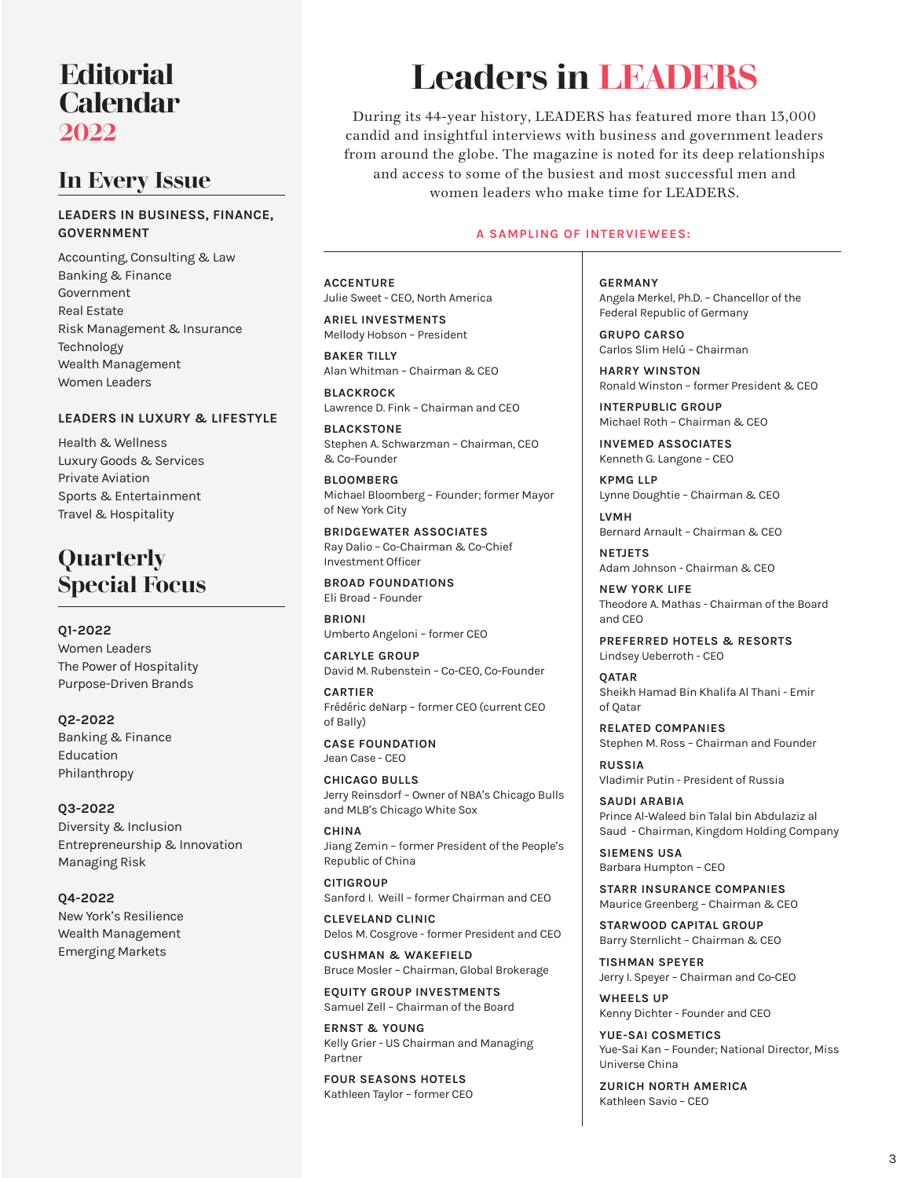# Editorial Calendar 2022

## In Every Issue

**LEADERS IN BUSINESS, FINANCE, GOVERNMENT**

- Accounting, Consulting & Law
- Banking & Finance
- Government
- Real Estate
- Risk Management & Insurance
- Technology
- Wealth Management
- Women Leaders

**LEADERS IN LUXURY & LIFESTYLE**

- Health & Wellness
- Luxury Goods & Services
- Private Aviation
- Sports & Entertainment
- Travel & Hospitality

## Quarterly Special Focus

**Q1-2022**

- Women Leaders
- The Power of Hospitality
- Purpose-Driven Brands

**Q2-2022**

- Banking & Finance
- Education
- Philanthropy

**Q3-2022**

- Diversity & Inclusion
- Entrepreneurship & Innovation
- Managing Risk

**Q4-2022**

- New York's Resilience
- Wealth Management
- Emerging Markets

# Leaders in LEADERS

During its 44-year history, LEADERS has featured more than 13,000 candid and insightful interviews with business and government leaders from around the globe. The magazine is noted for its deep relationships and access to some of the busiest and most successful men and women leaders who make time for LEADERS.

**A SAMPLING OF INTERVIEWEES:**

**ACCENTURE**
Julie Sweet - CEO, North America

**ARIEL INVESTMENTS**
Mellody Hobson – President

**BAKER TILLY**
Alan Whitman – Chairman & CEO

**BLACKROCK**
Lawrence D. Fink – Chairman and CEO

**BLACKSTONE**
Stephen A. Schwarzman – Chairman, CEO & Co-Founder

**BLOOMBERG**
Michael Bloomberg – Founder; former Mayor of New York City

**BRIDGEWATER ASSOCIATES**
Ray Dalio – Co-Chairman & Co-Chief Investment Officer

**BROAD FOUNDATIONS**
Eli Broad - Founder

**BRIONI**
Umberto Angeloni – former CEO

**CARLYLE GROUP**
David M. Rubenstein – Co-CEO, Co-Founder

**CARTIER**
Frédéric deNarp – former CEO (current CEO of Bally)

**CASE FOUNDATION**
Jean Case - CEO

**CHICAGO BULLS**
Jerry Reinsdorf – Owner of NBA's Chicago Bulls and MLB's Chicago White Sox

**CHINA**
Jiang Zemin – former President of the People's Republic of China

**CITIGROUP**
Sanford I. Weill – former Chairman and CEO

**CLEVELAND CLINIC**
Delos M. Cosgrove - former President and CEO

**CUSHMAN & WAKEFIELD**
Bruce Mosler – Chairman, Global Brokerage

**EQUITY GROUP INVESTMENTS**
Samuel Zell – Chairman of the Board

**ERNST & YOUNG**
Kelly Grier - US Chairman and Managing Partner

**FOUR SEASONS HOTELS**
Kathleen Taylor – former CEO

**GERMANY**
Angela Merkel, Ph.D. – Chancellor of the Federal Republic of Germany

**GRUPO CARSO**
Carlos Slim Helú – Chairman

**HARRY WINSTON**
Ronald Winston – former President & CEO

**INTERPUBLIC GROUP**
Michael Roth – Chairman & CEO

**INVEMED ASSOCIATES**
Kenneth G. Langone – CEO

**KPMG LLP**
Lynne Doughtie – Chairman & CEO

**LVMH**
Bernard Arnault – Chairman & CEO

**NETJETS**
Adam Johnson - Chairman & CEO

**NEW YORK LIFE**
Theodore A. Mathas - Chairman of the Board and CEO

**PREFERRED HOTELS & RESORTS**
Lindsey Ueberroth - CEO

**QATAR**
Sheikh Hamad Bin Khalifa Al Thani - Emir of Qatar

**RELATED COMPANIES**
Stephen M. Ross – Chairman and Founder

**RUSSIA**
Vladimir Putin - President of Russia

**SAUDI ARABIA**
Prince Al-Waleed bin Talal bin Abdulaziz al Saud - Chairman, Kingdom Holding Company

**SIEMENS USA**
Barbara Humpton – CEO

**STARR INSURANCE COMPANIES**
Maurice Greenberg – Chairman & CEO

**STARWOOD CAPITAL GROUP**
Barry Sternlicht – Chairman & CEO

**TISHMAN SPEYER**
Jerry I. Speyer – Chairman and Co-CEO

**WHEELS UP**
Kenny Dichter - Founder and CEO

**YUE-SAI COSMETICS**
Yue-Sai Kan – Founder; National Director, Miss Universe China

**ZURICH NORTH AMERICA**
Kathleen Savio – CEO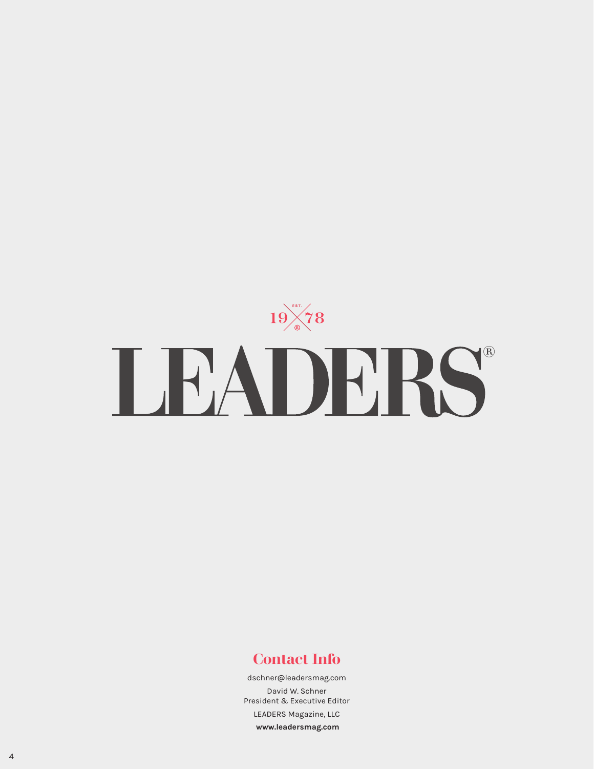EST.

19 78

®

# LEADERS®

## Contact Info

dschner@leadersmag.com

David W. Schner
President & Executive Editor

LEADERS Magazine, LLC

**www.leadersmag.com**